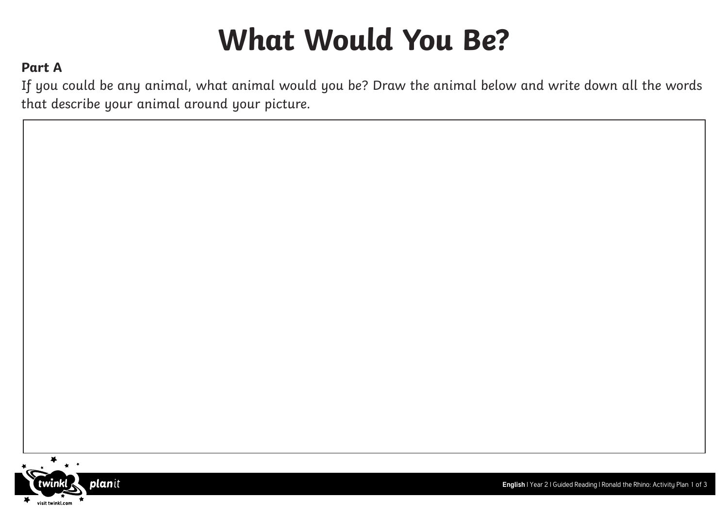# What Would You Be?

**Part A**

If you could be any animal, what animal would you be? Draw the animal below and write down all the words that describe your animal around your picture.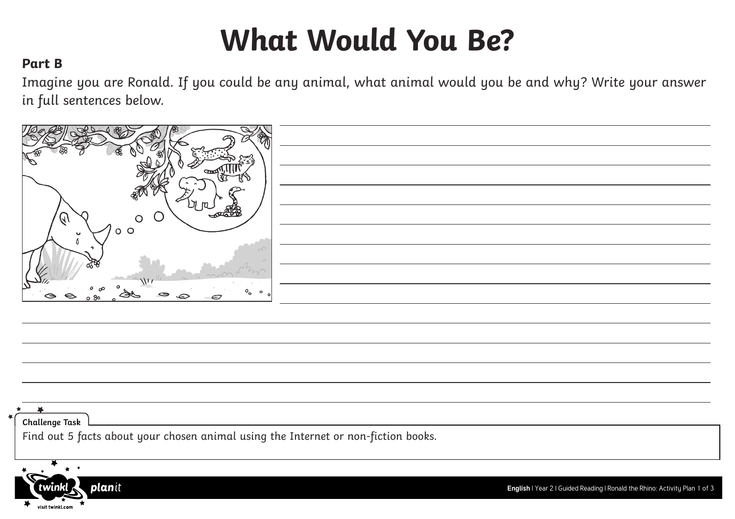# What Would You Be?

**Part B**

Imagine you are Ronald. If you could be any animal, what animal would you be and why? Write your answer in full sentences below.

**Challenge Task**

Find out 5 facts about your chosen animal using the Internet or non-fiction books.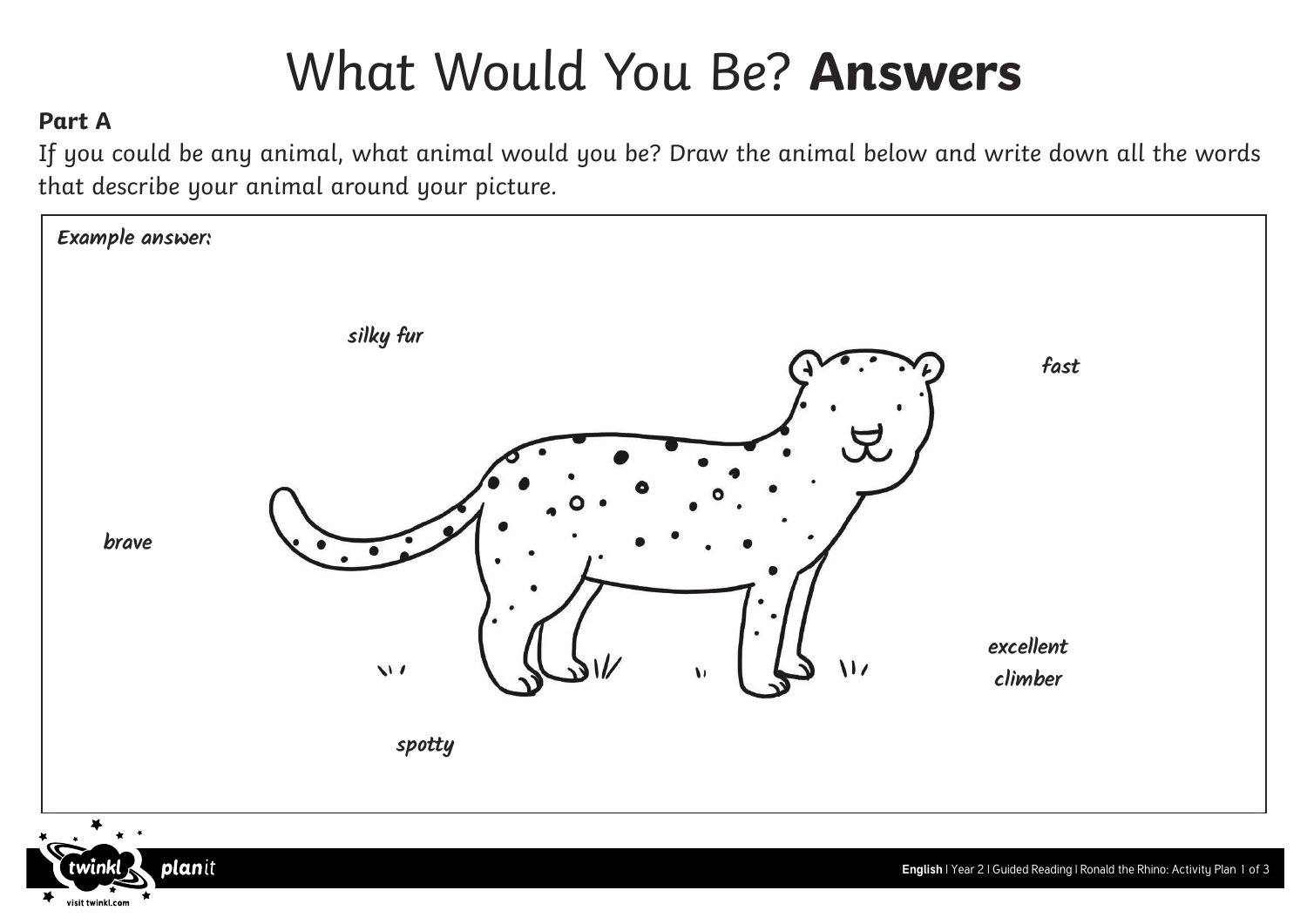# What Would You Be? **Answers**

**Part A**

If you could be any animal, what animal would you be? Draw the animal below and write down all the words that describe your animal around your picture.

***Example answer:***

*silky fur*

*fast*

*brave*

*excellent climber*

*spotty*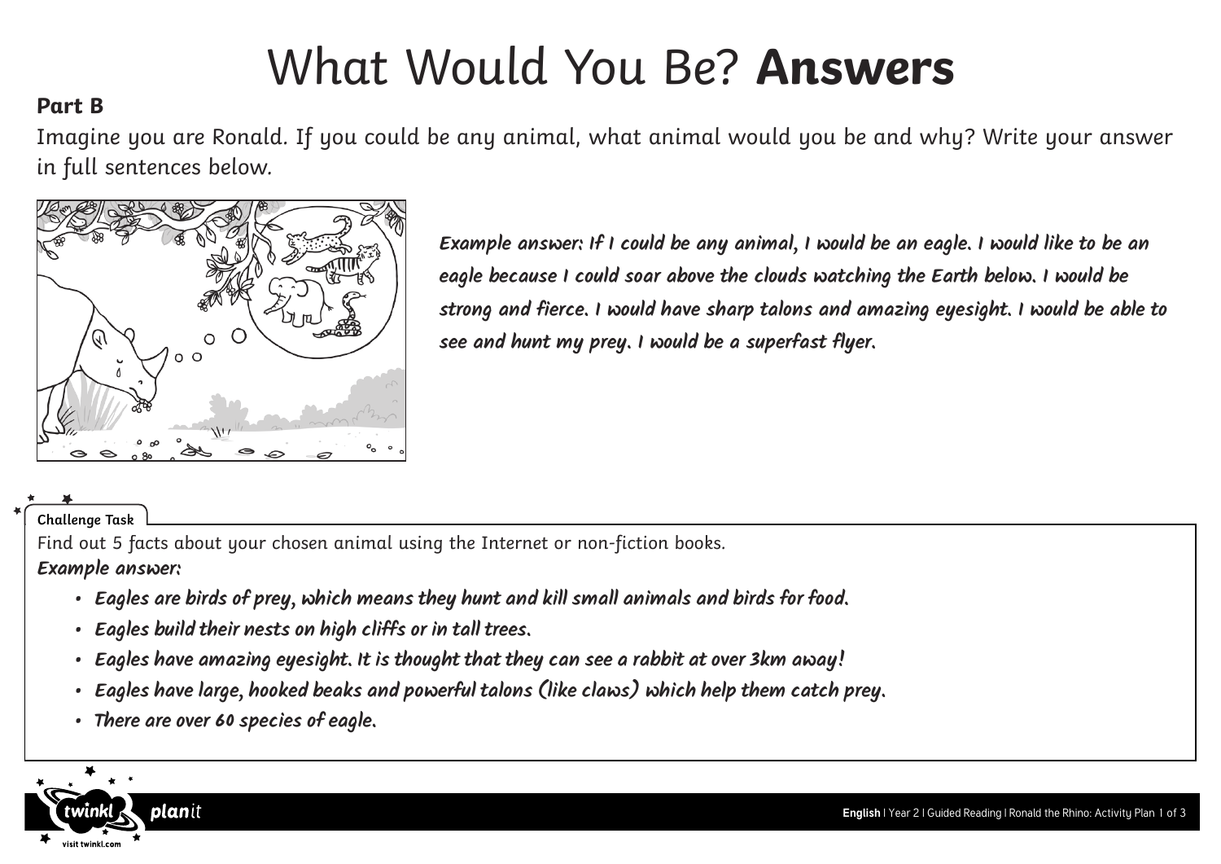# What Would You Be? **Answers**

**Part B**

Imagine you are Ronald. If you could be any animal, what animal would you be and why? Write your answer in full sentences below.

***Example answer: If I could be any animal, I would be an eagle. I would like to be an eagle because I could soar above the clouds watching the Earth below. I would be strong and fierce. I would have sharp talons and amazing eyesight. I would be able to see and hunt my prey. I would be a superfast flyer.***

**Challenge Task**

Find out 5 facts about your chosen animal using the Internet or non-fiction books.

***Example answer:***

- ***Eagles are birds of prey, which means they hunt and kill small animals and birds for food.***
- ***Eagles build their nests on high cliffs or in tall trees.***
- ***Eagles have amazing eyesight. It is thought that they can see a rabbit at over 3km away!***
- ***Eagles have large, hooked beaks and powerful talons (like claws) which help them catch prey.***
- ***There are over 60 species of eagle.***